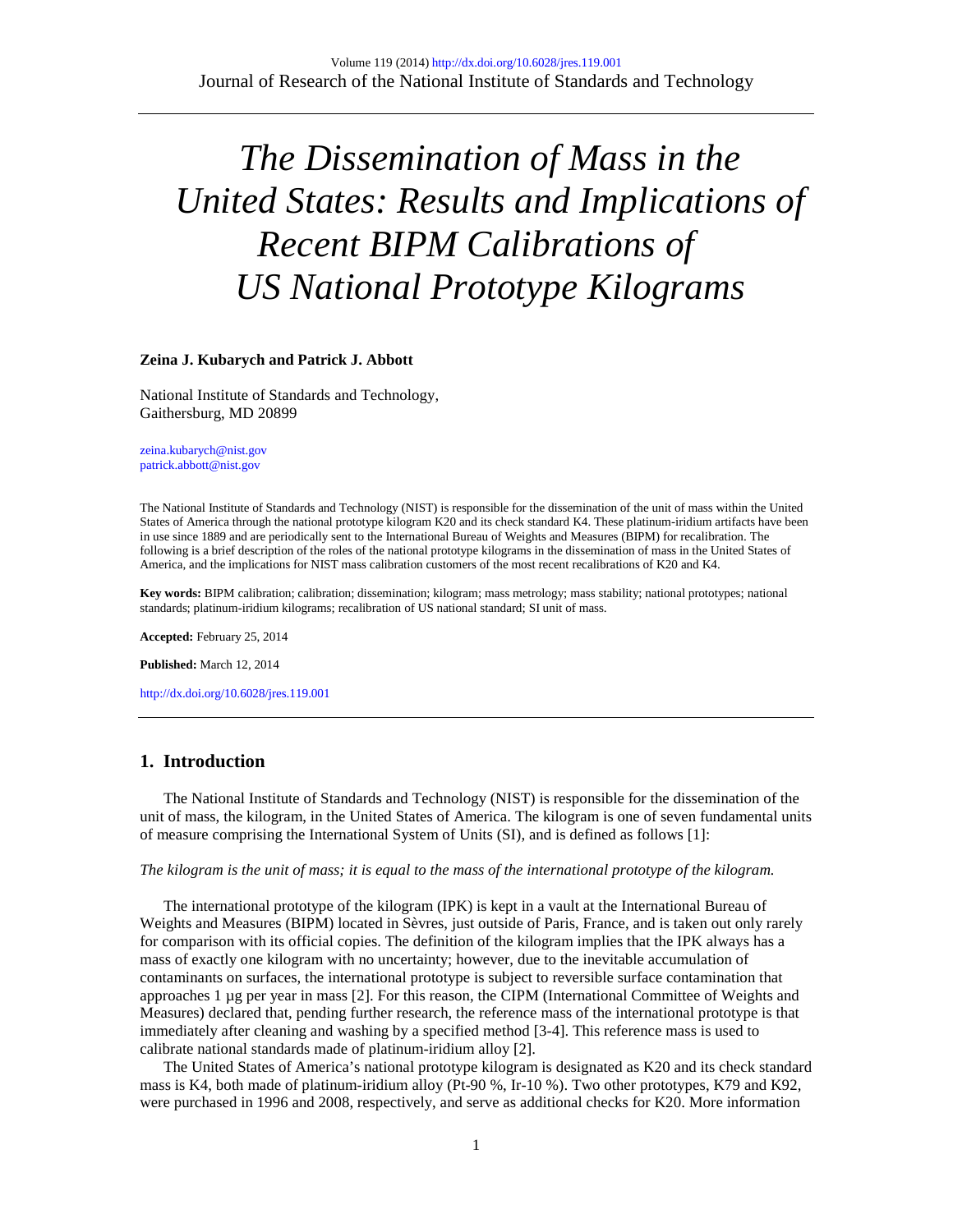# *The Dissemination of Mass in the United States: Results and Implications of Recent BIPM Calibrations of US National Prototype Kilograms*

**Zeina J. Kubarych and Patrick J. Abbott**

National Institute of Standards and Technology,
Gaithersburg, MD 20899

zeina.kubarych@nist.gov
patrick.abbott@nist.gov

The National Institute of Standards and Technology (NIST) is responsible for the dissemination of the unit of mass within the United States of America through the national prototype kilogram K20 and its check standard K4. These platinum-iridium artifacts have been in use since 1889 and are periodically sent to the International Bureau of Weights and Measures (BIPM) for recalibration. The following is a brief description of the roles of the national prototype kilograms in the dissemination of mass in the United States of America, and the implications for NIST mass calibration customers of the most recent recalibrations of K20 and K4.

**Key words:** BIPM calibration; calibration; dissemination; kilogram; mass metrology; mass stability; national prototypes; national standards; platinum-iridium kilograms; recalibration of US national standard; SI unit of mass.

**Accepted:** February 25, 2014

**Published:** March 12, 2014

http://dx.doi.org/10.6028/jres.119.001

## 1. Introduction

The National Institute of Standards and Technology (NIST) is responsible for the dissemination of the unit of mass, the kilogram, in the United States of America. The kilogram is one of seven fundamental units of measure comprising the International System of Units (SI), and is defined as follows [1]:

*The kilogram is the unit of mass; it is equal to the mass of the international prototype of the kilogram.*

The international prototype of the kilogram (IPK) is kept in a vault at the International Bureau of Weights and Measures (BIPM) located in Sèvres, just outside of Paris, France, and is taken out only rarely for comparison with its official copies. The definition of the kilogram implies that the IPK always has a mass of exactly one kilogram with no uncertainty; however, due to the inevitable accumulation of contaminants on surfaces, the international prototype is subject to reversible surface contamination that approaches 1 µg per year in mass [2]. For this reason, the CIPM (International Committee of Weights and Measures) declared that, pending further research, the reference mass of the international prototype is that immediately after cleaning and washing by a specified method [3-4]. This reference mass is used to calibrate national standards made of platinum-iridium alloy [2].

The United States of America's national prototype kilogram is designated as K20 and its check standard mass is K4, both made of platinum-iridium alloy (Pt-90 %, Ir-10 %). Two other prototypes, K79 and K92, were purchased in 1996 and 2008, respectively, and serve as additional checks for K20. More information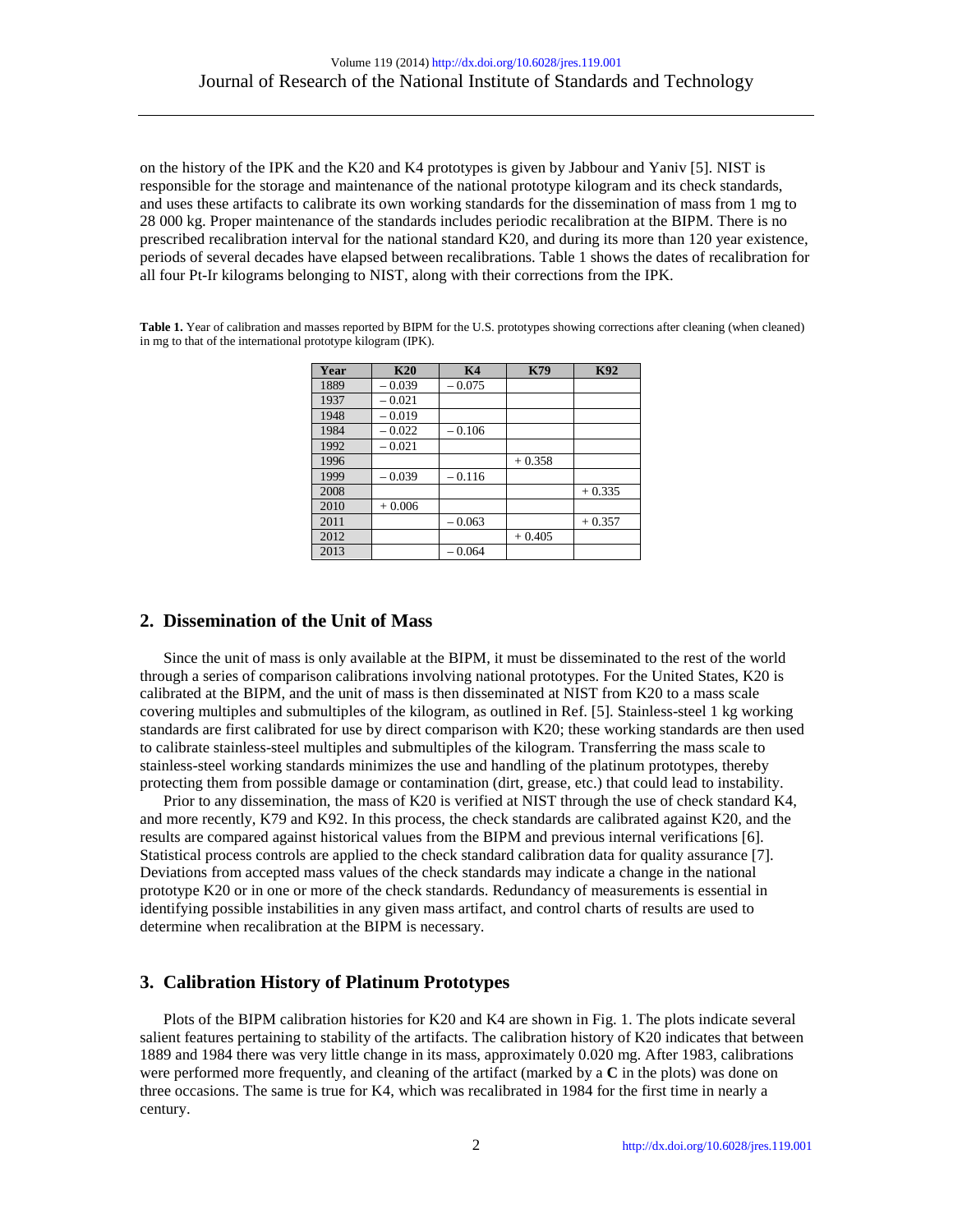on the history of the IPK and the K20 and K4 prototypes is given by Jabbour and Yaniv [5]. NIST is responsible for the storage and maintenance of the national prototype kilogram and its check standards, and uses these artifacts to calibrate its own working standards for the dissemination of mass from 1 mg to 28 000 kg. Proper maintenance of the standards includes periodic recalibration at the BIPM. There is no prescribed recalibration interval for the national standard K20, and during its more than 120 year existence, periods of several decades have elapsed between recalibrations. Table 1 shows the dates of recalibration for all four Pt-Ir kilograms belonging to NIST, along with their corrections from the IPK.

**Table 1.** Year of calibration and masses reported by BIPM for the U.S. prototypes showing corrections after cleaning (when cleaned) in mg to that of the international prototype kilogram (IPK).

| Year | K20 | K4 | K79 | K92 |
|---|---|---|---|---|
| 1889 | – 0.039 | – 0.075 | | |
| 1937 | – 0.021 | | | |
| 1948 | – 0.019 | | | |
| 1984 | – 0.022 | – 0.106 | | |
| 1992 | – 0.021 | | | |
| 1996 | | | + 0.358 | |
| 1999 | – 0.039 | – 0.116 | | |
| 2008 | | | | + 0.335 |
| 2010 | + 0.006 | | | |
| 2011 | | – 0.063 | | + 0.357 |
| 2012 | | | + 0.405 | |
| 2013 | | – 0.064 | | |

## 2. Dissemination of the Unit of Mass

Since the unit of mass is only available at the BIPM, it must be disseminated to the rest of the world through a series of comparison calibrations involving national prototypes. For the United States, K20 is calibrated at the BIPM, and the unit of mass is then disseminated at NIST from K20 to a mass scale covering multiples and submultiples of the kilogram, as outlined in Ref. [5]. Stainless-steel 1 kg working standards are first calibrated for use by direct comparison with K20; these working standards are then used to calibrate stainless-steel multiples and submultiples of the kilogram. Transferring the mass scale to stainless-steel working standards minimizes the use and handling of the platinum prototypes, thereby protecting them from possible damage or contamination (dirt, grease, etc.) that could lead to instability.

Prior to any dissemination, the mass of K20 is verified at NIST through the use of check standard K4, and more recently, K79 and K92. In this process, the check standards are calibrated against K20, and the results are compared against historical values from the BIPM and previous internal verifications [6]. Statistical process controls are applied to the check standard calibration data for quality assurance [7]. Deviations from accepted mass values of the check standards may indicate a change in the national prototype K20 or in one or more of the check standards. Redundancy of measurements is essential in identifying possible instabilities in any given mass artifact, and control charts of results are used to determine when recalibration at the BIPM is necessary.

## 3. Calibration History of Platinum Prototypes

Plots of the BIPM calibration histories for K20 and K4 are shown in Fig. 1. The plots indicate several salient features pertaining to stability of the artifacts. The calibration history of K20 indicates that between 1889 and 1984 there was very little change in its mass, approximately 0.020 mg. After 1983, calibrations were performed more frequently, and cleaning of the artifact (marked by a **C** in the plots) was done on three occasions. The same is true for K4, which was recalibrated in 1984 for the first time in nearly a century.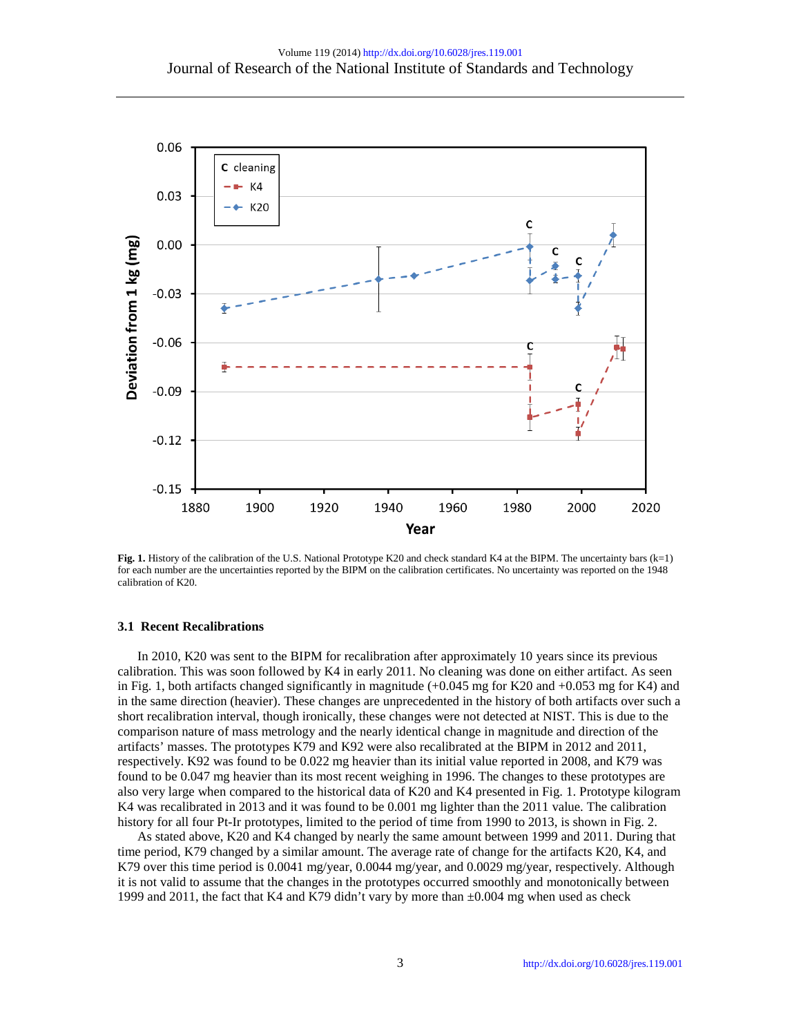**Fig. 1.** History of the calibration of the U.S. National Prototype K20 and check standard K4 at the BIPM. The uncertainty bars (k=1) for each number are the uncertainties reported by the BIPM on the calibration certificates. No uncertainty was reported on the 1948 calibration of K20.

### 3.1 Recent Recalibrations

In 2010, K20 was sent to the BIPM for recalibration after approximately 10 years since its previous calibration. This was soon followed by K4 in early 2011. No cleaning was done on either artifact. As seen in Fig. 1, both artifacts changed significantly in magnitude (+0.045 mg for K20 and +0.053 mg for K4) and in the same direction (heavier). These changes are unprecedented in the history of both artifacts over such a short recalibration interval, though ironically, these changes were not detected at NIST. This is due to the comparison nature of mass metrology and the nearly identical change in magnitude and direction of the artifacts' masses. The prototypes K79 and K92 were also recalibrated at the BIPM in 2012 and 2011, respectively. K92 was found to be 0.022 mg heavier than its initial value reported in 2008, and K79 was found to be 0.047 mg heavier than its most recent weighing in 1996. The changes to these prototypes are also very large when compared to the historical data of K20 and K4 presented in Fig. 1. Prototype kilogram K4 was recalibrated in 2013 and it was found to be 0.001 mg lighter than the 2011 value. The calibration history for all four Pt-Ir prototypes, limited to the period of time from 1990 to 2013, is shown in Fig. 2.

As stated above, K20 and K4 changed by nearly the same amount between 1999 and 2011. During that time period, K79 changed by a similar amount. The average rate of change for the artifacts K20, K4, and K79 over this time period is 0.0041 mg/year, 0.0044 mg/year, and 0.0029 mg/year, respectively. Although it is not valid to assume that the changes in the prototypes occurred smoothly and monotonically between 1999 and 2011, the fact that K4 and K79 didn't vary by more than ±0.004 mg when used as check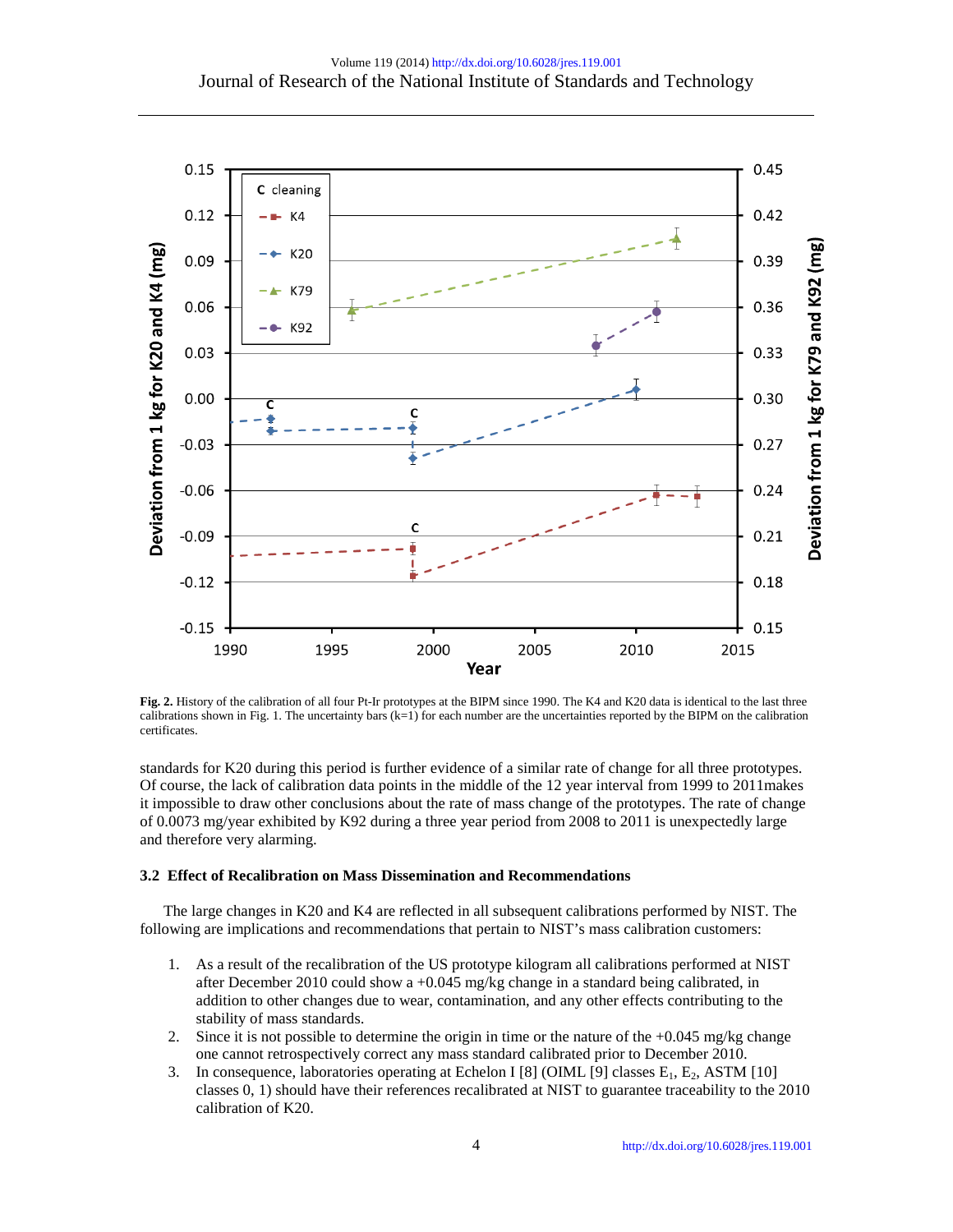**Fig. 2.** History of the calibration of all four Pt-Ir prototypes at the BIPM since 1990. The K4 and K20 data is identical to the last three calibrations shown in Fig. 1. The uncertainty bars (k=1) for each number are the uncertainties reported by the BIPM on the calibration certificates.

standards for K20 during this period is further evidence of a similar rate of change for all three prototypes. Of course, the lack of calibration data points in the middle of the 12 year interval from 1999 to 2011makes it impossible to draw other conclusions about the rate of mass change of the prototypes. The rate of change of 0.0073 mg/year exhibited by K92 during a three year period from 2008 to 2011 is unexpectedly large and therefore very alarming.

### 3.2 Effect of Recalibration on Mass Dissemination and Recommendations

The large changes in K20 and K4 are reflected in all subsequent calibrations performed by NIST. The following are implications and recommendations that pertain to NIST's mass calibration customers:

1. As a result of the recalibration of the US prototype kilogram all calibrations performed at NIST after December 2010 could show a +0.045 mg/kg change in a standard being calibrated, in addition to other changes due to wear, contamination, and any other effects contributing to the stability of mass standards.
2. Since it is not possible to determine the origin in time or the nature of the +0.045 mg/kg change one cannot retrospectively correct any mass standard calibrated prior to December 2010.
3. In consequence, laboratories operating at Echelon I [8] (OIML [9] classes $E_1$, $E_2$, ASTM [10] classes 0, 1) should have their references recalibrated at NIST to guarantee traceability to the 2010 calibration of K20.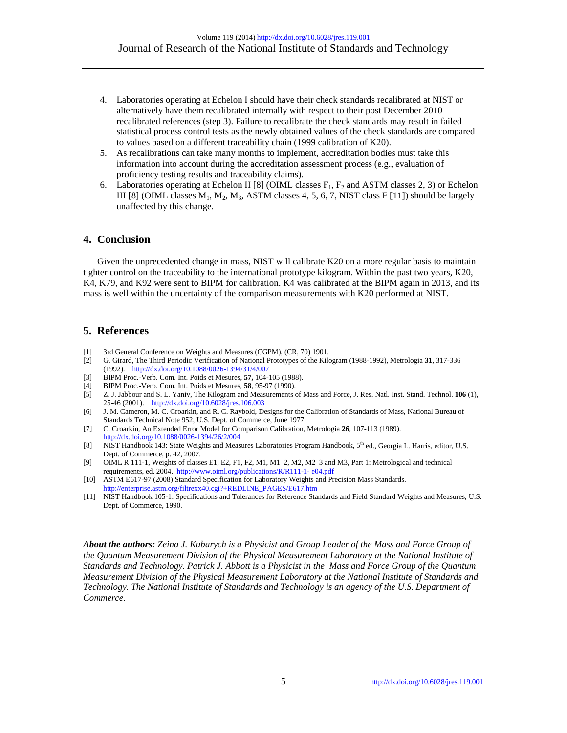4. Laboratories operating at Echelon I should have their check standards recalibrated at NIST or alternatively have them recalibrated internally with respect to their post December 2010 recalibrated references (step 3). Failure to recalibrate the check standards may result in failed statistical process control tests as the newly obtained values of the check standards are compared to values based on a different traceability chain (1999 calibration of K20).
5. As recalibrations can take many months to implement, accreditation bodies must take this information into account during the accreditation assessment process (e.g., evaluation of proficiency testing results and traceability claims).
6. Laboratories operating at Echelon II [8] (OIML classes $F_1$, $F_2$ and ASTM classes 2, 3) or Echelon III [8] (OIML classes $M_1$, $M_2$, $M_3$, ASTM classes 4, 5, 6, 7, NIST class F [11]) should be largely unaffected by this change.

## 4. Conclusion

Given the unprecedented change in mass, NIST will calibrate K20 on a more regular basis to maintain tighter control on the traceability to the international prototype kilogram. Within the past two years, K20, K4, K79, and K92 were sent to BIPM for calibration. K4 was calibrated at the BIPM again in 2013, and its mass is well within the uncertainty of the comparison measurements with K20 performed at NIST.

## 5. References

[1] 3rd General Conference on Weights and Measures (CGPM), (CR, 70) 1901.

[2] G. Girard, The Third Periodic Verification of National Prototypes of the Kilogram (1988-1992), Metrologia **31**, 317-336 (1992). http://dx.doi.org/10.1088/0026-1394/31/4/007

[3] BIPM Proc.-Verb. Com. Int. Poids et Mesures, **57,** 104-105 (1988).

[4] BIPM Proc.-Verb. Com. Int. Poids et Mesures, **58**, 95-97 (1990).

[5] Z. J. Jabbour and S. L. Yaniv, The Kilogram and Measurements of Mass and Force, J. Res. Natl. Inst. Stand. Technol. **106** (1), 25-46 (2001). http://dx.doi.org/10.6028/jres.106.003

[6] J. M. Cameron, M. C. Croarkin, and R. C. Raybold, Designs for the Calibration of Standards of Mass, National Bureau of Standards Technical Note 952, U.S. Dept. of Commerce, June 1977.

[7] C. Croarkin, An Extended Error Model for Comparison Calibration, Metrologia **26**, 107-113 (1989). http://dx.doi.org/10.1088/0026-1394/26/2/004

[8] NIST Handbook 143: State Weights and Measures Laboratories Program Handbook, 5th ed., Georgia L. Harris, editor, U.S. Dept. of Commerce, p. 42, 2007.

[9] OIML R 111-1, Weights of classes E1, E2, F1, F2, M1, M1–2, M2, M2–3 and M3, Part 1: Metrological and technical requirements, ed. 2004. http://www.oiml.org/publications/R/R111-1- e04.pdf

[10] ASTM E617-97 (2008) Standard Specification for Laboratory Weights and Precision Mass Standards. http://enterprise.astm.org/filtrexx40.cgi?+REDLINE_PAGES/E617.htm

[11] NIST Handbook 105-1: Specifications and Tolerances for Reference Standards and Field Standard Weights and Measures, U.S. Dept. of Commerce, 1990.

***About the authors:*** *Zeina J. Kubarych is a Physicist and Group Leader of the Mass and Force Group of the Quantum Measurement Division of the Physical Measurement Laboratory at the National Institute of Standards and Technology. Patrick J. Abbott is a Physicist in the Mass and Force Group of the Quantum Measurement Division of the Physical Measurement Laboratory at the National Institute of Standards and Technology. The National Institute of Standards and Technology is an agency of the U.S. Department of Commerce.*